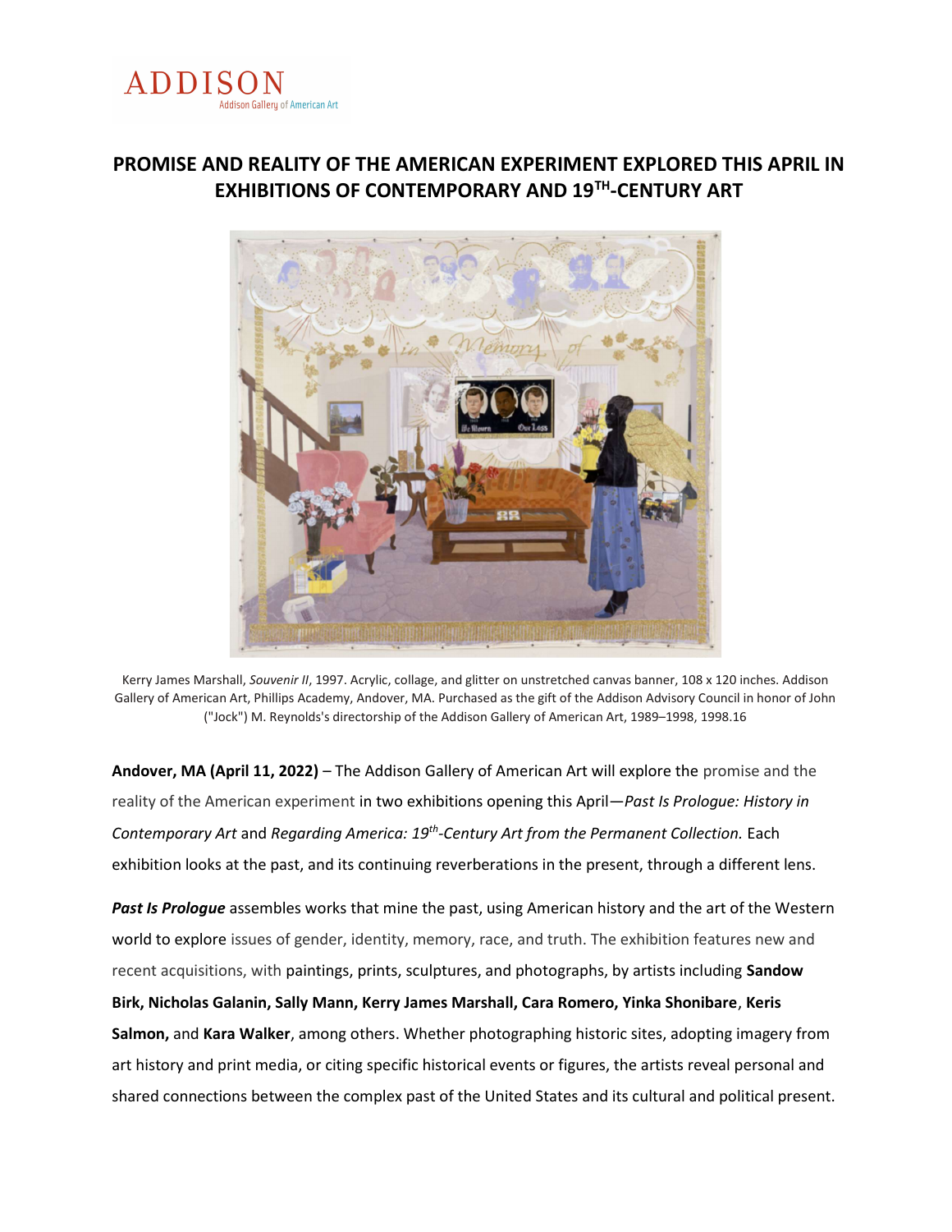ADDISON
Addison Gallery of American Art

# PROMISE AND REALITY OF THE AMERICAN EXPERIMENT EXPLORED THIS APRIL IN EXHIBITIONS OF CONTEMPORARY AND 19TH-CENTURY ART

Kerry James Marshall, *Souvenir II*, 1997. Acrylic, collage, and glitter on unstretched canvas banner, 108 x 120 inches. Addison Gallery of American Art, Phillips Academy, Andover, MA. Purchased as the gift of the Addison Advisory Council in honor of John ("Jock") M. Reynolds's directorship of the Addison Gallery of American Art, 1989–1998, 1998.16

**Andover, MA (April 11, 2022)** – The Addison Gallery of American Art will explore the promise and the reality of the American experiment in two exhibitions opening this April—*Past Is Prologue: History in Contemporary Art* and *Regarding America: 19th-Century Art from the Permanent Collection.* Each exhibition looks at the past, and its continuing reverberations in the present, through a different lens.

***Past Is Prologue*** assembles works that mine the past, using American history and the art of the Western world to explore issues of gender, identity, memory, race, and truth. The exhibition features new and recent acquisitions, with paintings, prints, sculptures, and photographs, by artists including **Sandow Birk, Nicholas Galanin, Sally Mann, Kerry James Marshall, Cara Romero, Yinka Shonibare**, **Keris Salmon,** and **Kara Walker**, among others. Whether photographing historic sites, adopting imagery from art history and print media, or citing specific historical events or figures, the artists reveal personal and shared connections between the complex past of the United States and its cultural and political present.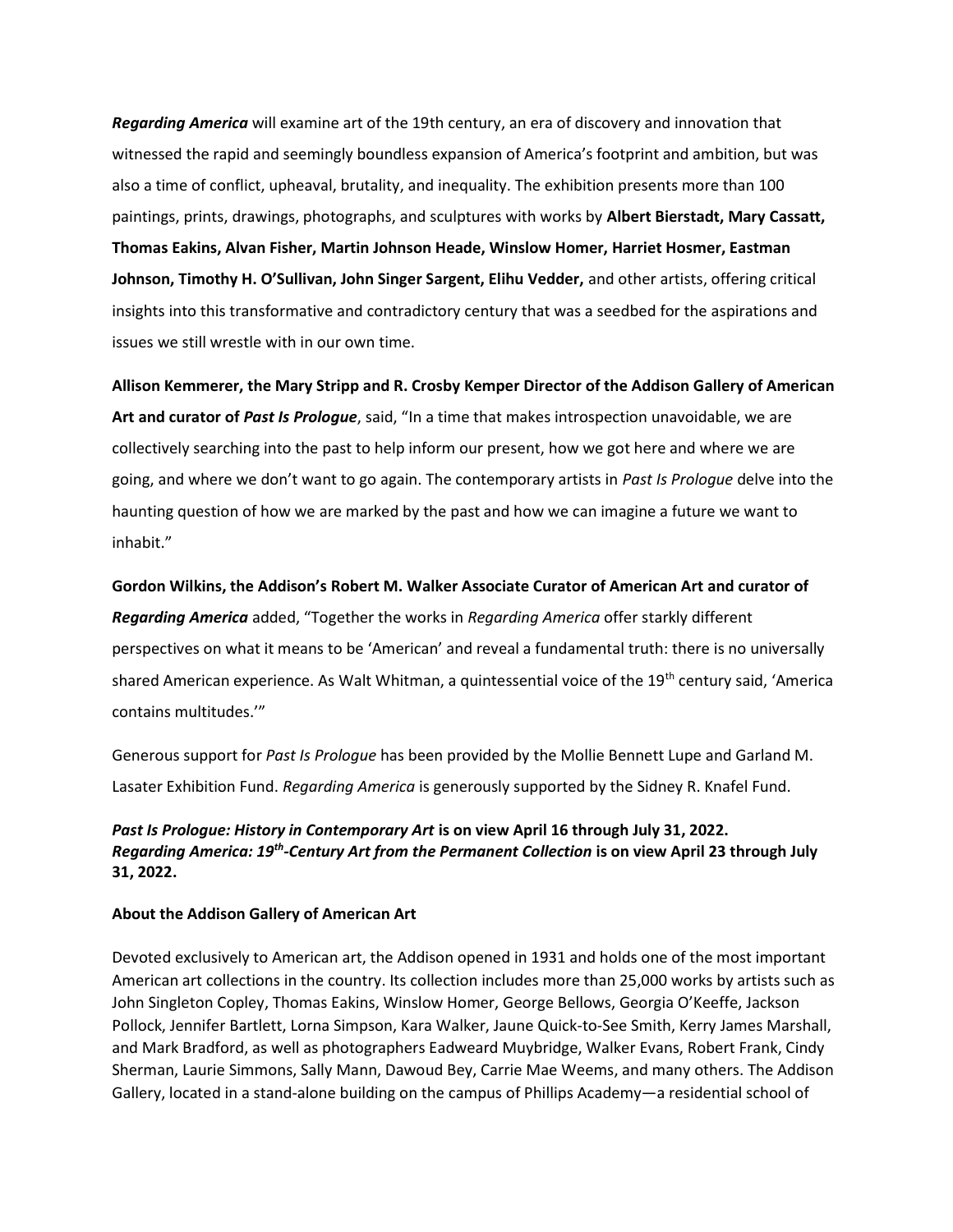***Regarding America*** will examine art of the 19th century, an era of discovery and innovation that witnessed the rapid and seemingly boundless expansion of America's footprint and ambition, but was also a time of conflict, upheaval, brutality, and inequality. The exhibition presents more than 100 paintings, prints, drawings, photographs, and sculptures with works by **Albert Bierstadt, Mary Cassatt, Thomas Eakins, Alvan Fisher, Martin Johnson Heade, Winslow Homer, Harriet Hosmer, Eastman Johnson, Timothy H. O'Sullivan, John Singer Sargent, Elihu Vedder,** and other artists, offering critical insights into this transformative and contradictory century that was a seedbed for the aspirations and issues we still wrestle with in our own time.

**Allison Kemmerer, the Mary Stripp and R. Crosby Kemper Director of the Addison Gallery of American Art and curator of *Past Is Prologue***, said, "In a time that makes introspection unavoidable, we are collectively searching into the past to help inform our present, how we got here and where we are going, and where we don't want to go again. The contemporary artists in *Past Is Prologue* delve into the haunting question of how we are marked by the past and how we can imagine a future we want to inhabit."

**Gordon Wilkins, the Addison's Robert M. Walker Associate Curator of American Art and curator of *Regarding America*** added, "Together the works in *Regarding America* offer starkly different perspectives on what it means to be 'American' and reveal a fundamental truth: there is no universally shared American experience. As Walt Whitman, a quintessential voice of the 19th century said, 'America contains multitudes.'"

Generous support for *Past Is Prologue* has been provided by the Mollie Bennett Lupe and Garland M. Lasater Exhibition Fund. *Regarding America* is generously supported by the Sidney R. Knafel Fund.

***Past Is Prologue: History in Contemporary Art* is on view April 16 through July 31, 2022.**
***Regarding America: 19th-Century Art from the Permanent Collection* is on view April 23 through July 31, 2022.**

**About the Addison Gallery of American Art**

Devoted exclusively to American art, the Addison opened in 1931 and holds one of the most important American art collections in the country. Its collection includes more than 25,000 works by artists such as John Singleton Copley, Thomas Eakins, Winslow Homer, George Bellows, Georgia O'Keeffe, Jackson Pollock, Jennifer Bartlett, Lorna Simpson, Kara Walker, Jaune Quick-to-See Smith, Kerry James Marshall, and Mark Bradford, as well as photographers Eadweard Muybridge, Walker Evans, Robert Frank, Cindy Sherman, Laurie Simmons, Sally Mann, Dawoud Bey, Carrie Mae Weems, and many others. The Addison Gallery, located in a stand-alone building on the campus of Phillips Academy—a residential school of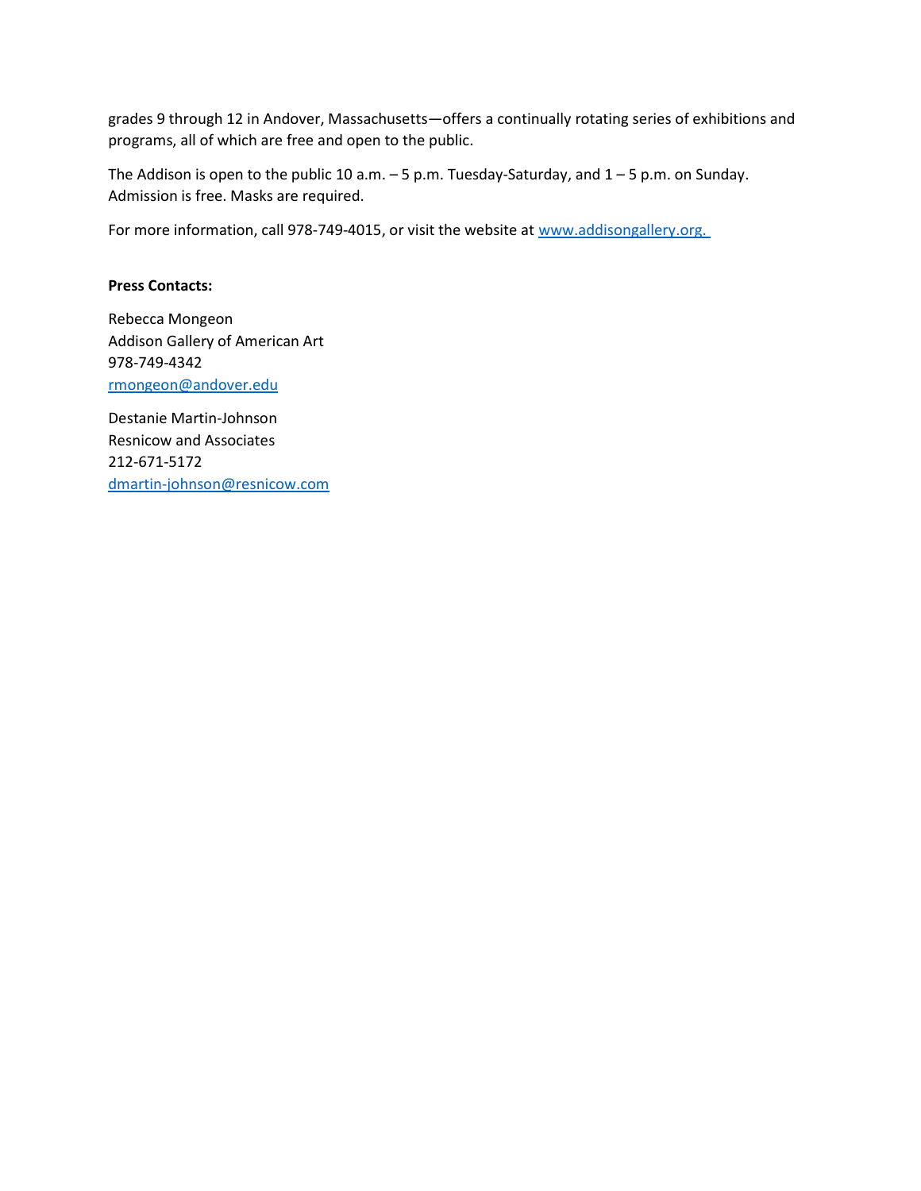grades 9 through 12 in Andover, Massachusetts—offers a continually rotating series of exhibitions and programs, all of which are free and open to the public.

The Addison is open to the public 10 a.m. – 5 p.m. Tuesday-Saturday, and 1 – 5 p.m. on Sunday. Admission is free. Masks are required.

For more information, call 978-749-4015, or visit the website at [www.addisongallery.org.](http://www.addisongallery.org)

**Press Contacts:**

Rebecca Mongeon
Addison Gallery of American Art
978-749-4342
[rmongeon@andover.edu](mailto:rmongeon@andover.edu)

Destanie Martin-Johnson
Resnicow and Associates
212-671-5172
[dmartin-johnson@resnicow.com](mailto:dmartin-johnson@resnicow.com)